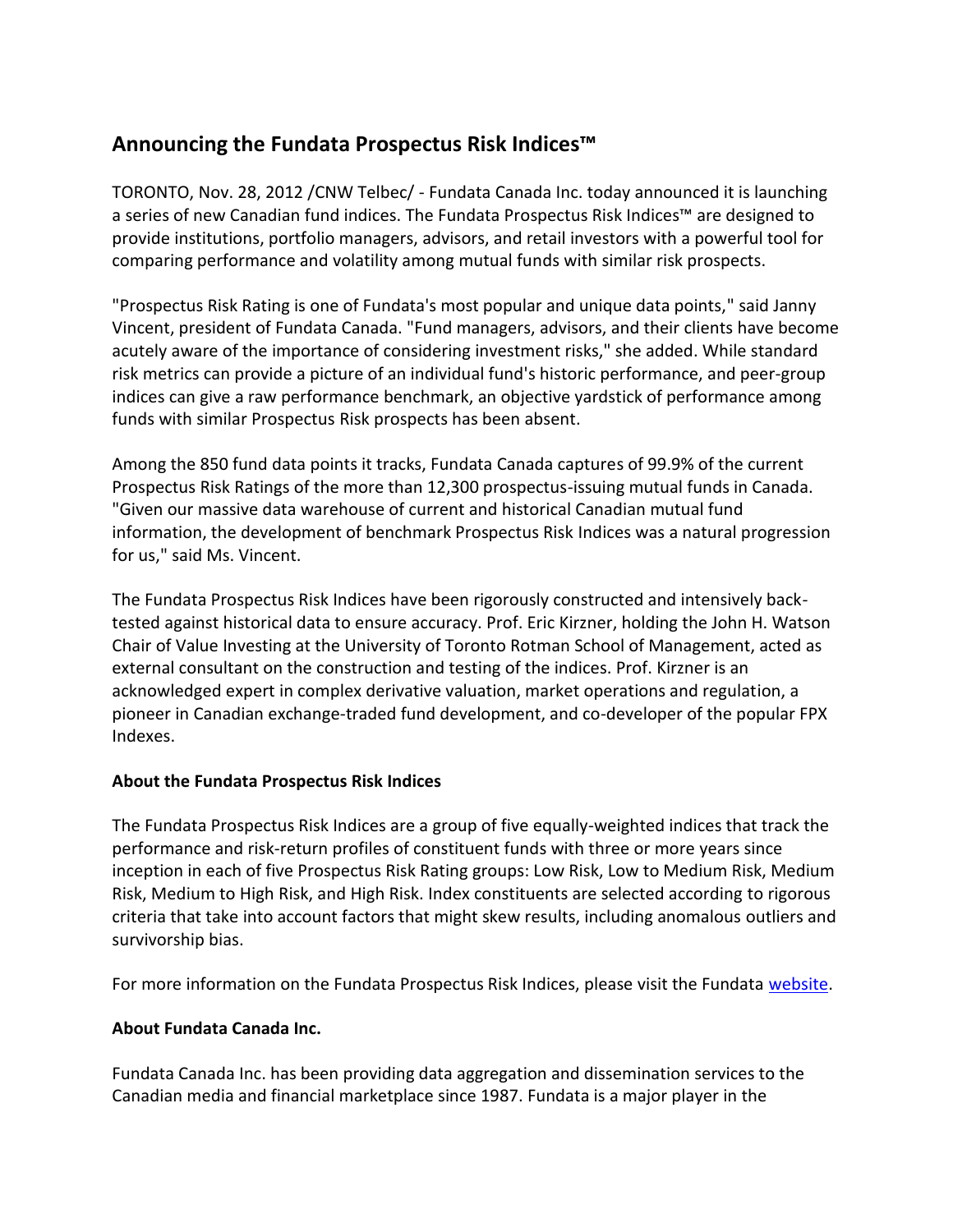# Announcing the Fundata Prospectus Risk Indices™

TORONTO, Nov. 28, 2012 /CNW Telbec/ - Fundata Canada Inc. today announced it is launching a series of new Canadian fund indices. The Fundata Prospectus Risk Indices™ are designed to provide institutions, portfolio managers, advisors, and retail investors with a powerful tool for comparing performance and volatility among mutual funds with similar risk prospects.

"Prospectus Risk Rating is one of Fundata's most popular and unique data points," said Janny Vincent, president of Fundata Canada. "Fund managers, advisors, and their clients have become acutely aware of the importance of considering investment risks," she added. While standard risk metrics can provide a picture of an individual fund's historic performance, and peer-group indices can give a raw performance benchmark, an objective yardstick of performance among funds with similar Prospectus Risk prospects has been absent.

Among the 850 fund data points it tracks, Fundata Canada captures of 99.9% of the current Prospectus Risk Ratings of the more than 12,300 prospectus-issuing mutual funds in Canada. "Given our massive data warehouse of current and historical Canadian mutual fund information, the development of benchmark Prospectus Risk Indices was a natural progression for us," said Ms. Vincent.

The Fundata Prospectus Risk Indices have been rigorously constructed and intensively back-tested against historical data to ensure accuracy. Prof. Eric Kirzner, holding the John H. Watson Chair of Value Investing at the University of Toronto Rotman School of Management, acted as external consultant on the construction and testing of the indices. Prof. Kirzner is an acknowledged expert in complex derivative valuation, market operations and regulation, a pioneer in Canadian exchange-traded fund development, and co-developer of the popular FPX Indexes.

**About the Fundata Prospectus Risk Indices**

The Fundata Prospectus Risk Indices are a group of five equally-weighted indices that track the performance and risk-return profiles of constituent funds with three or more years since inception in each of five Prospectus Risk Rating groups: Low Risk, Low to Medium Risk, Medium Risk, Medium to High Risk, and High Risk. Index constituents are selected according to rigorous criteria that take into account factors that might skew results, including anomalous outliers and survivorship bias.

For more information on the Fundata Prospectus Risk Indices, please visit the Fundata website.

**About Fundata Canada Inc.**

Fundata Canada Inc. has been providing data aggregation and dissemination services to the Canadian media and financial marketplace since 1987. Fundata is a major player in the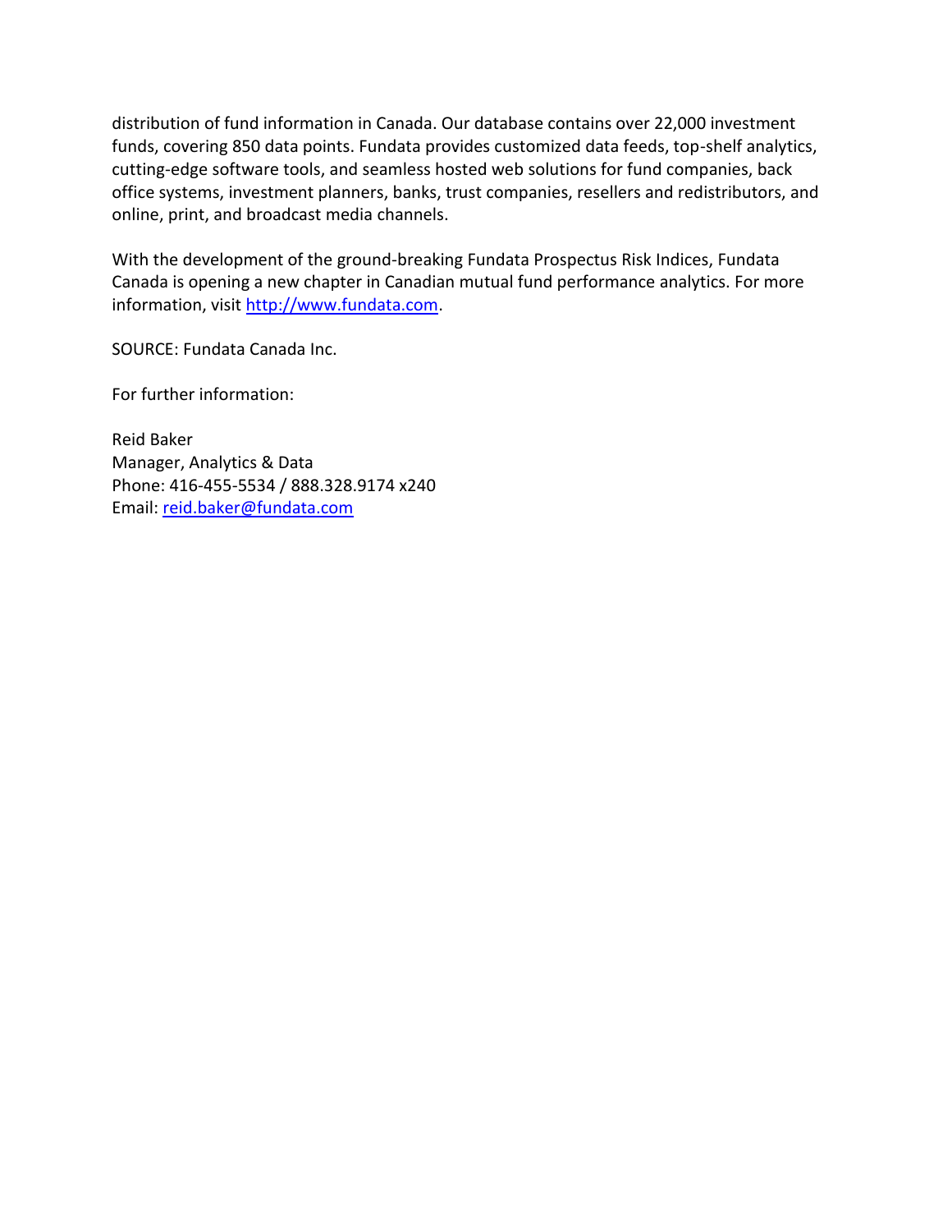distribution of fund information in Canada. Our database contains over 22,000 investment funds, covering 850 data points. Fundata provides customized data feeds, top-shelf analytics, cutting-edge software tools, and seamless hosted web solutions for fund companies, back office systems, investment planners, banks, trust companies, resellers and redistributors, and online, print, and broadcast media channels.

With the development of the ground-breaking Fundata Prospectus Risk Indices, Fundata Canada is opening a new chapter in Canadian mutual fund performance analytics. For more information, visit http://www.fundata.com.

SOURCE: Fundata Canada Inc.

For further information:

Reid Baker
Manager, Analytics & Data
Phone: 416-455-5534 / 888.328.9174 x240
Email: reid.baker@fundata.com